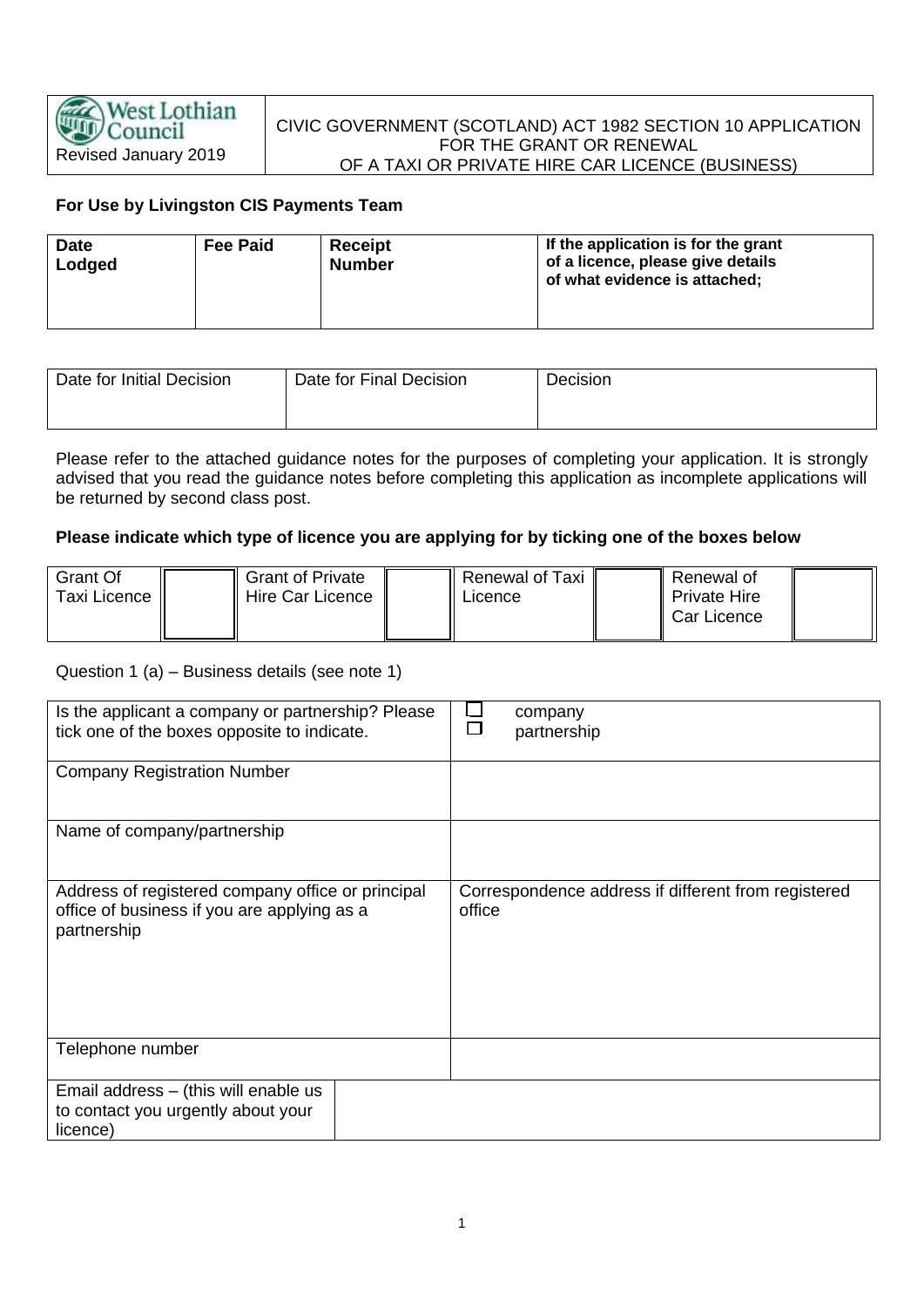| West Lothian Council<br>Revised January 2019 | CIVIC GOVERNMENT (SCOTLAND) ACT 1982 SECTION 10 APPLICATION FOR THE GRANT OR RENEWAL OF A TAXI OR PRIVATE HIRE CAR LICENCE (BUSINESS) |
|---|---|

**For Use by Livingston CIS Payments Team**

| **Date Lodged** | **Fee Paid** | **Receipt Number** | **If the application is for the grant of a licence, please give details of what evidence is attached;** |
|---|---|---|---|
| | | | |

| Date for Initial Decision | Date for Final Decision | Decision |
|---|---|---|
| | | |

Please refer to the attached guidance notes for the purposes of completing your application. It is strongly advised that you read the guidance notes before completing this application as incomplete applications will be returned by second class post.

**Please indicate which type of licence you are applying for by ticking one of the boxes below**

| Grant Of Taxi Licence | | Grant of Private Hire Car Licence | | Renewal of Taxi Licence | | Renewal of Private Hire Car Licence | |
|---|---|---|---|---|---|---|---|

Question 1 (a) – Business details (see note 1)

| | |
|---|---|
| Is the applicant a company or partnership? Please tick one of the boxes opposite to indicate. | ☐ company<br>☐ partnership |
| Company Registration Number | |
| Name of company/partnership | |
| Address of registered company office or principal office of business if you are applying as a partnership | Correspondence address if different from registered office |
| Telephone number | |
| Email address – (this will enable us to contact you urgently about your licence) | |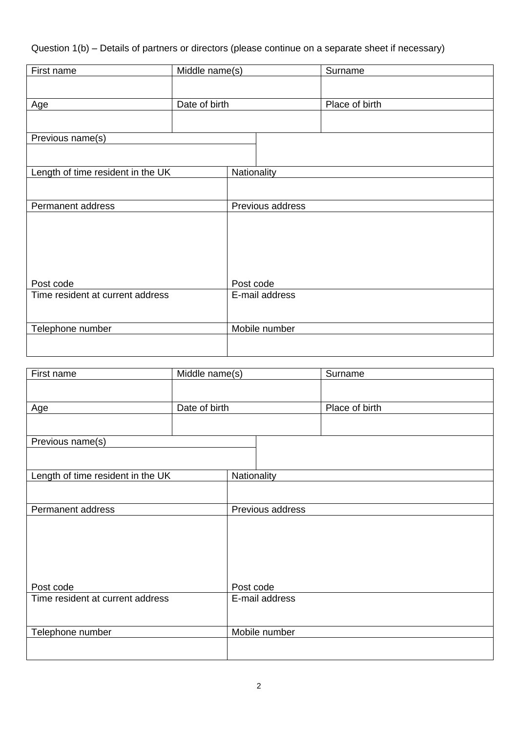Question 1(b) – Details of partners or directors (please continue on a separate sheet if necessary)

| First name | Middle name(s) | Surname |
|---|---|---|
| | | |
| Age | Date of birth | Place of birth |
| | | |
| Previous name(s) | | |
| | | |
| Length of time resident in the UK | Nationality | |
| | | |
| Permanent address<br><br><br><br>Post code | Previous address<br><br><br><br>Post code | |
| Time resident at current address | E-mail address | |
| Telephone number | Mobile number | |
| | | |

| First name | Middle name(s) | Surname |
|---|---|---|
| | | |
| Age | Date of birth | Place of birth |
| | | |
| Previous name(s) | | |
| | | |
| Length of time resident in the UK | Nationality | |
| | | |
| Permanent address<br><br><br><br>Post code | Previous address<br><br><br><br>Post code | |
| Time resident at current address | E-mail address | |
| Telephone number | Mobile number | |
| | | |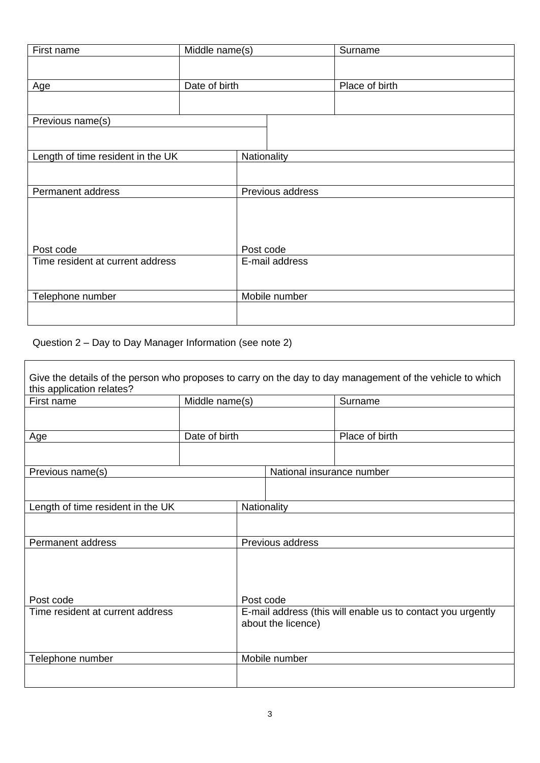| First name | Middle name(s) | Surname |
| --- | --- | --- |
| | | |
| Age | Date of birth | Place of birth |
| | | |

| Previous name(s) | |
| --- | --- |
| | |

| Length of time resident in the UK | Nationality |
| --- | --- |
| | |
| Permanent address<br><br><br><br>Post code | Previous address<br><br><br><br>Post code |
| Time resident at current address | E-mail address |
| Telephone number | Mobile number |
| | |

Question 2 – Day to Day Manager Information (see note 2)

Give the details of the person who proposes to carry on the day to day management of the vehicle to which this application relates?

| First name | Middle name(s) | Surname |
| --- | --- | --- |
| | | |
| Age | Date of birth | Place of birth |
| | | |

| Previous name(s) | National insurance number |
| --- | --- |
| | |

| Length of time resident in the UK | Nationality |
| --- | --- |
| | |
| Permanent address<br><br><br><br>Post code | Previous address<br><br><br><br>Post code |
| Time resident at current address | E-mail address (this will enable us to contact you urgently about the licence) |
| Telephone number | Mobile number |
| | |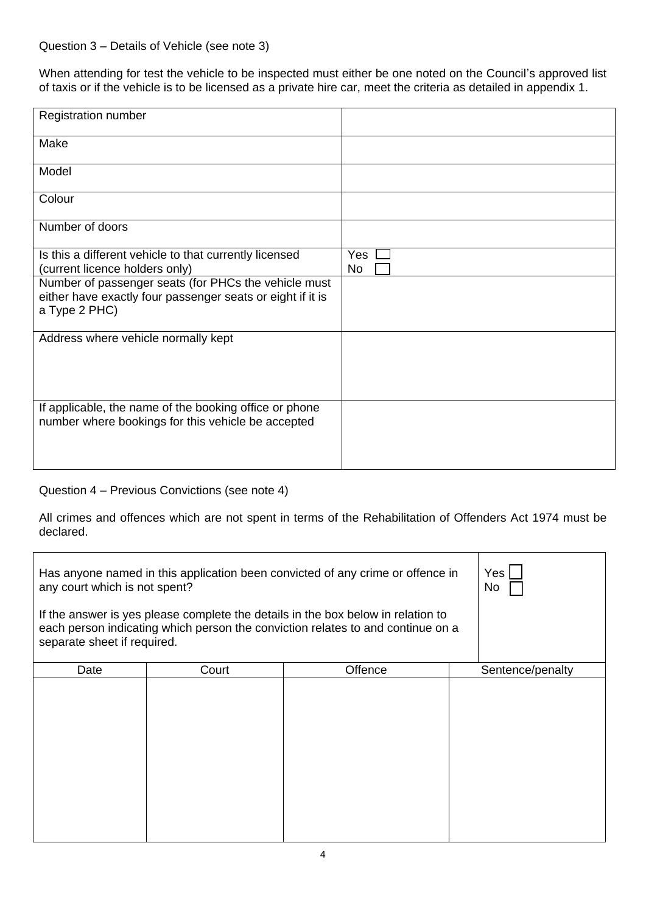Question 3 – Details of Vehicle (see note 3)

When attending for test the vehicle to be inspected must either be one noted on the Council's approved list of taxis or if the vehicle is to be licensed as a private hire car, meet the criteria as detailed in appendix 1.

| | |
|---|---|
| Registration number | |
| Make | |
| Model | |
| Colour | |
| Number of doors | |
| Is this a different vehicle to that currently licensed (current licence holders only) | Yes ☐<br>No ☐ |
| Number of passenger seats (for PHCs the vehicle must either have exactly four passenger seats or eight if it is a Type 2 PHC) | |
| Address where vehicle normally kept | |
| If applicable, the name of the booking office or phone number where bookings for this vehicle be accepted | |

Question 4 – Previous Convictions (see note 4)

All crimes and offences which are not spent in terms of the Rehabilitation of Offenders Act 1974 must be declared.

| | |
|---|---|
| Has anyone named in this application been convicted of any crime or offence in any court which is not spent?<br><br>If the answer is yes please complete the details in the box below in relation to each person indicating which person the conviction relates to and continue on a separate sheet if required. | Yes ☐<br>No ☐ |

| Date | Court | Offence | Sentence/penalty |
|---|---|---|---|
| | | | |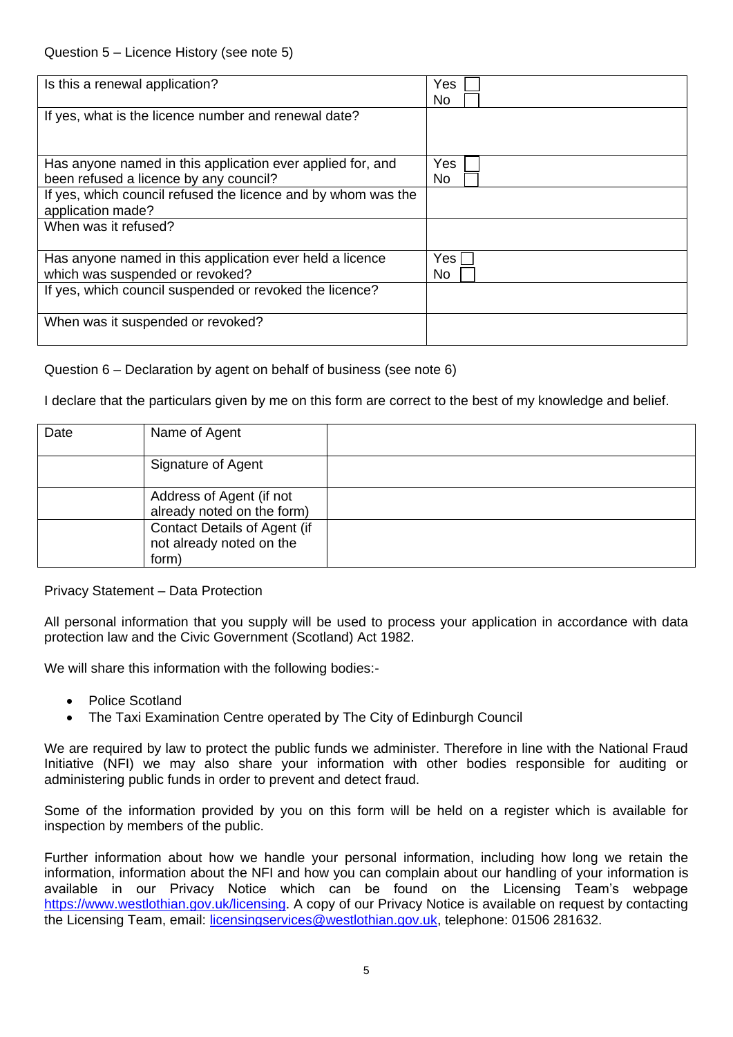Question 5 – Licence History (see note 5)

| Is this a renewal application? | Yes ☐<br>No ☐ |
|---|---|
| If yes, what is the licence number and renewal date? | |
| Has anyone named in this application ever applied for, and been refused a licence by any council? | Yes ☐<br>No ☐ |
| If yes, which council refused the licence and by whom was the application made? | |
| When was it refused? | |
| Has anyone named in this application ever held a licence which was suspended or revoked? | Yes ☐<br>No ☐ |
| If yes, which council suspended or revoked the licence? | |
| When was it suspended or revoked? | |

Question 6 – Declaration by agent on behalf of business (see note 6)

I declare that the particulars given by me on this form are correct to the best of my knowledge and belief.

| Date | Name of Agent | |
|---|---|---|
| | Signature of Agent | |
| | Address of Agent (if not already noted on the form) | |
| | Contact Details of Agent (if not already noted on the form) | |

Privacy Statement – Data Protection

All personal information that you supply will be used to process your application in accordance with data protection law and the Civic Government (Scotland) Act 1982.

We will share this information with the following bodies:-

- Police Scotland
- The Taxi Examination Centre operated by The City of Edinburgh Council

We are required by law to protect the public funds we administer. Therefore in line with the National Fraud Initiative (NFI) we may also share your information with other bodies responsible for auditing or administering public funds in order to prevent and detect fraud.

Some of the information provided by you on this form will be held on a register which is available for inspection by members of the public.

Further information about how we handle your personal information, including how long we retain the information, information about the NFI and how you can complain about our handling of your information is available in our Privacy Notice which can be found on the Licensing Team's webpage https://www.westlothian.gov.uk/licensing. A copy of our Privacy Notice is available on request by contacting the Licensing Team, email: licensingservices@westlothian.gov.uk, telephone: 01506 281632.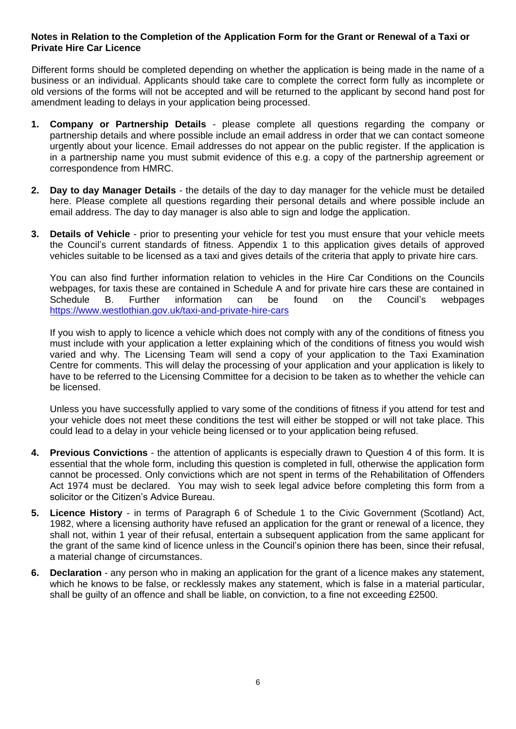**Notes in Relation to the Completion of the Application Form for the Grant or Renewal of a Taxi or Private Hire Car Licence**

Different forms should be completed depending on whether the application is being made in the name of a business or an individual. Applicants should take care to complete the correct form fully as incomplete or old versions of the forms will not be accepted and will be returned to the applicant by second hand post for amendment leading to delays in your application being processed.

1. **Company or Partnership Details** - please complete all questions regarding the company or partnership details and where possible include an email address in order that we can contact someone urgently about your licence. Email addresses do not appear on the public register. If the application is in a partnership name you must submit evidence of this e.g. a copy of the partnership agreement or correspondence from HMRC.

2. **Day to day Manager Details** - the details of the day to day manager for the vehicle must be detailed here. Please complete all questions regarding their personal details and where possible include an email address. The day to day manager is also able to sign and lodge the application.

3. **Details of Vehicle** - prior to presenting your vehicle for test you must ensure that your vehicle meets the Council's current standards of fitness. Appendix 1 to this application gives details of approved vehicles suitable to be licensed as a taxi and gives details of the criteria that apply to private hire cars.

   You can also find further information relation to vehicles in the Hire Car Conditions on the Councils webpages, for taxis these are contained in Schedule A and for private hire cars these are contained in Schedule B. Further information can be found on the Council's webpages https://www.westlothian.gov.uk/taxi-and-private-hire-cars

   If you wish to apply to licence a vehicle which does not comply with any of the conditions of fitness you must include with your application a letter explaining which of the conditions of fitness you would wish varied and why. The Licensing Team will send a copy of your application to the Taxi Examination Centre for comments. This will delay the processing of your application and your application is likely to have to be referred to the Licensing Committee for a decision to be taken as to whether the vehicle can be licensed.

   Unless you have successfully applied to vary some of the conditions of fitness if you attend for test and your vehicle does not meet these conditions the test will either be stopped or will not take place. This could lead to a delay in your vehicle being licensed or to your application being refused.

4. **Previous Convictions** - the attention of applicants is especially drawn to Question 4 of this form. It is essential that the whole form, including this question is completed in full, otherwise the application form cannot be processed. Only convictions which are not spent in terms of the Rehabilitation of Offenders Act 1974 must be declared. You may wish to seek legal advice before completing this form from a solicitor or the Citizen's Advice Bureau.

5. **Licence History** - in terms of Paragraph 6 of Schedule 1 to the Civic Government (Scotland) Act, 1982, where a licensing authority have refused an application for the grant or renewal of a licence, they shall not, within 1 year of their refusal, entertain a subsequent application from the same applicant for the grant of the same kind of licence unless in the Council's opinion there has been, since their refusal, a material change of circumstances.

6. **Declaration** - any person who in making an application for the grant of a licence makes any statement, which he knows to be false, or recklessly makes any statement, which is false in a material particular, shall be guilty of an offence and shall be liable, on conviction, to a fine not exceeding £2500.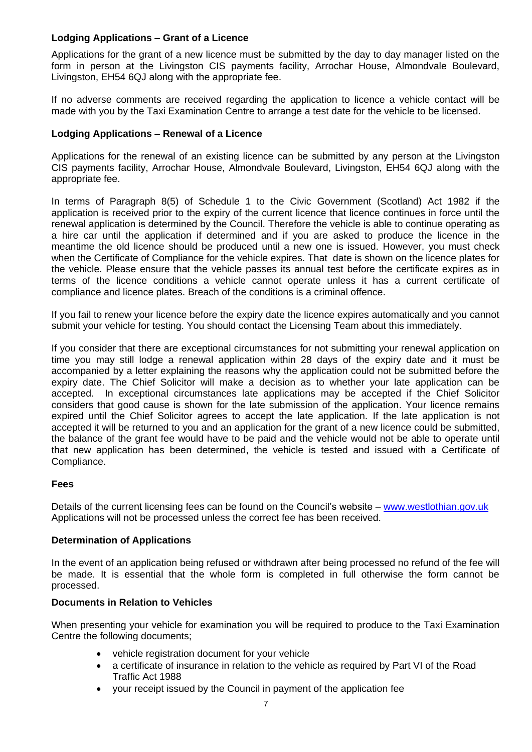## Lodging Applications – Grant of a Licence

Applications for the grant of a new licence must be submitted by the day to day manager listed on the form in person at the Livingston CIS payments facility, Arrochar House, Almondvale Boulevard, Livingston, EH54 6QJ along with the appropriate fee.

If no adverse comments are received regarding the application to licence a vehicle contact will be made with you by the Taxi Examination Centre to arrange a test date for the vehicle to be licensed.

## Lodging Applications – Renewal of a Licence

Applications for the renewal of an existing licence can be submitted by any person at the Livingston CIS payments facility, Arrochar House, Almondvale Boulevard, Livingston, EH54 6QJ along with the appropriate fee.

In terms of Paragraph 8(5) of Schedule 1 to the Civic Government (Scotland) Act 1982 if the application is received prior to the expiry of the current licence that licence continues in force until the renewal application is determined by the Council. Therefore the vehicle is able to continue operating as a hire car until the application if determined and if you are asked to produce the licence in the meantime the old licence should be produced until a new one is issued. However, you must check when the Certificate of Compliance for the vehicle expires. That date is shown on the licence plates for the vehicle. Please ensure that the vehicle passes its annual test before the certificate expires as in terms of the licence conditions a vehicle cannot operate unless it has a current certificate of compliance and licence plates. Breach of the conditions is a criminal offence.

If you fail to renew your licence before the expiry date the licence expires automatically and you cannot submit your vehicle for testing. You should contact the Licensing Team about this immediately.

If you consider that there are exceptional circumstances for not submitting your renewal application on time you may still lodge a renewal application within 28 days of the expiry date and it must be accompanied by a letter explaining the reasons why the application could not be submitted before the expiry date. The Chief Solicitor will make a decision as to whether your late application can be accepted. In exceptional circumstances late applications may be accepted if the Chief Solicitor considers that good cause is shown for the late submission of the application. Your licence remains expired until the Chief Solicitor agrees to accept the late application. If the late application is not accepted it will be returned to you and an application for the grant of a new licence could be submitted, the balance of the grant fee would have to be paid and the vehicle would not be able to operate until that new application has been determined, the vehicle is tested and issued with a Certificate of Compliance.

## Fees

Details of the current licensing fees can be found on the Council's website – www.westlothian.gov.uk Applications will not be processed unless the correct fee has been received.

## Determination of Applications

In the event of an application being refused or withdrawn after being processed no refund of the fee will be made. It is essential that the whole form is completed in full otherwise the form cannot be processed.

## Documents in Relation to Vehicles

When presenting your vehicle for examination you will be required to produce to the Taxi Examination Centre the following documents;

- vehicle registration document for your vehicle
- a certificate of insurance in relation to the vehicle as required by Part VI of the Road Traffic Act 1988
- your receipt issued by the Council in payment of the application fee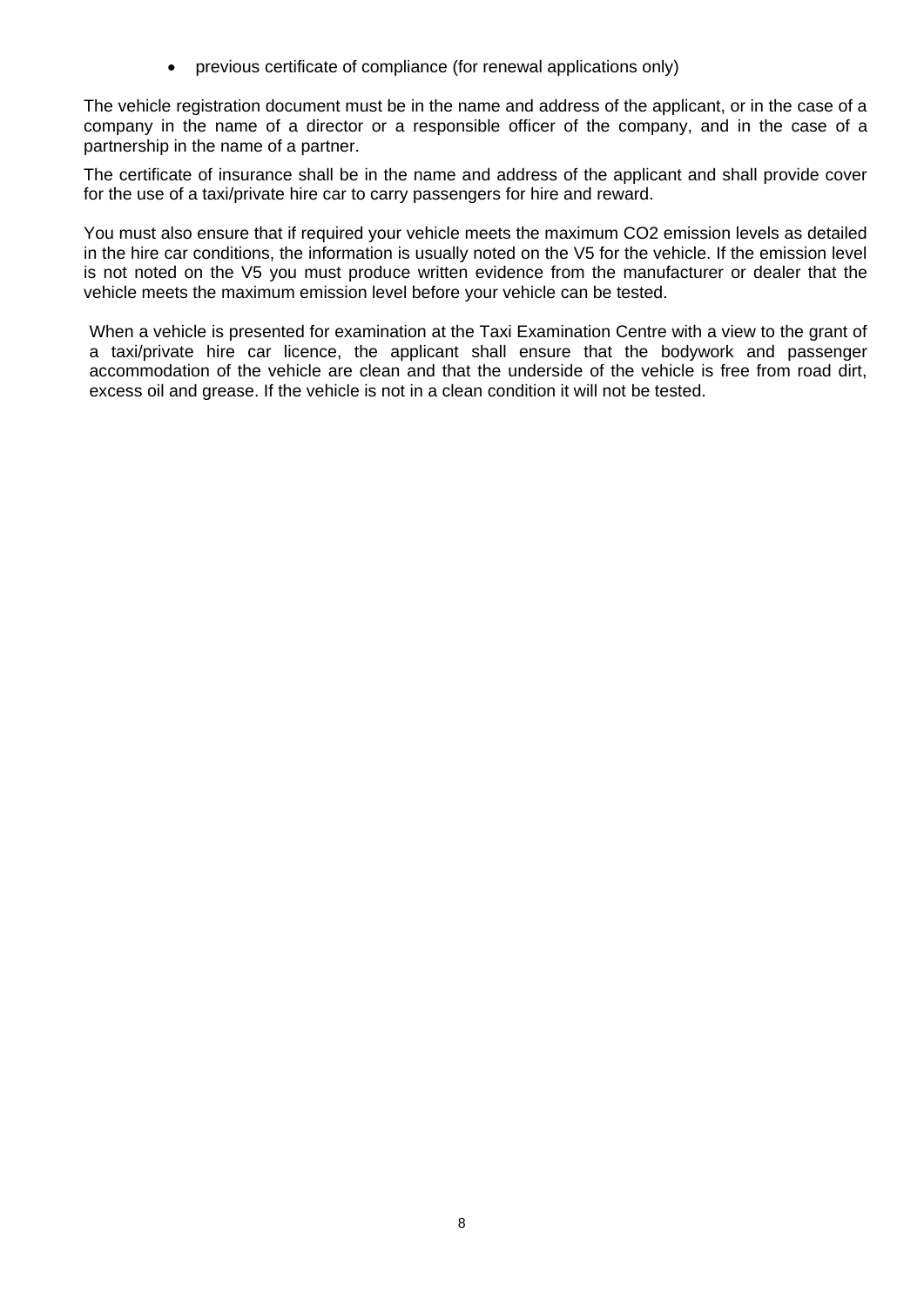- previous certificate of compliance (for renewal applications only)

The vehicle registration document must be in the name and address of the applicant, or in the case of a company in the name of a director or a responsible officer of the company, and in the case of a partnership in the name of a partner.

The certificate of insurance shall be in the name and address of the applicant and shall provide cover for the use of a taxi/private hire car to carry passengers for hire and reward.

You must also ensure that if required your vehicle meets the maximum $CO_2$ emission levels as detailed in the hire car conditions, the information is usually noted on the V5 for the vehicle. If the emission level is not noted on the V5 you must produce written evidence from the manufacturer or dealer that the vehicle meets the maximum emission level before your vehicle can be tested.

When a vehicle is presented for examination at the Taxi Examination Centre with a view to the grant of a taxi/private hire car licence, the applicant shall ensure that the bodywork and passenger accommodation of the vehicle are clean and that the underside of the vehicle is free from road dirt, excess oil and grease. If the vehicle is not in a clean condition it will not be tested.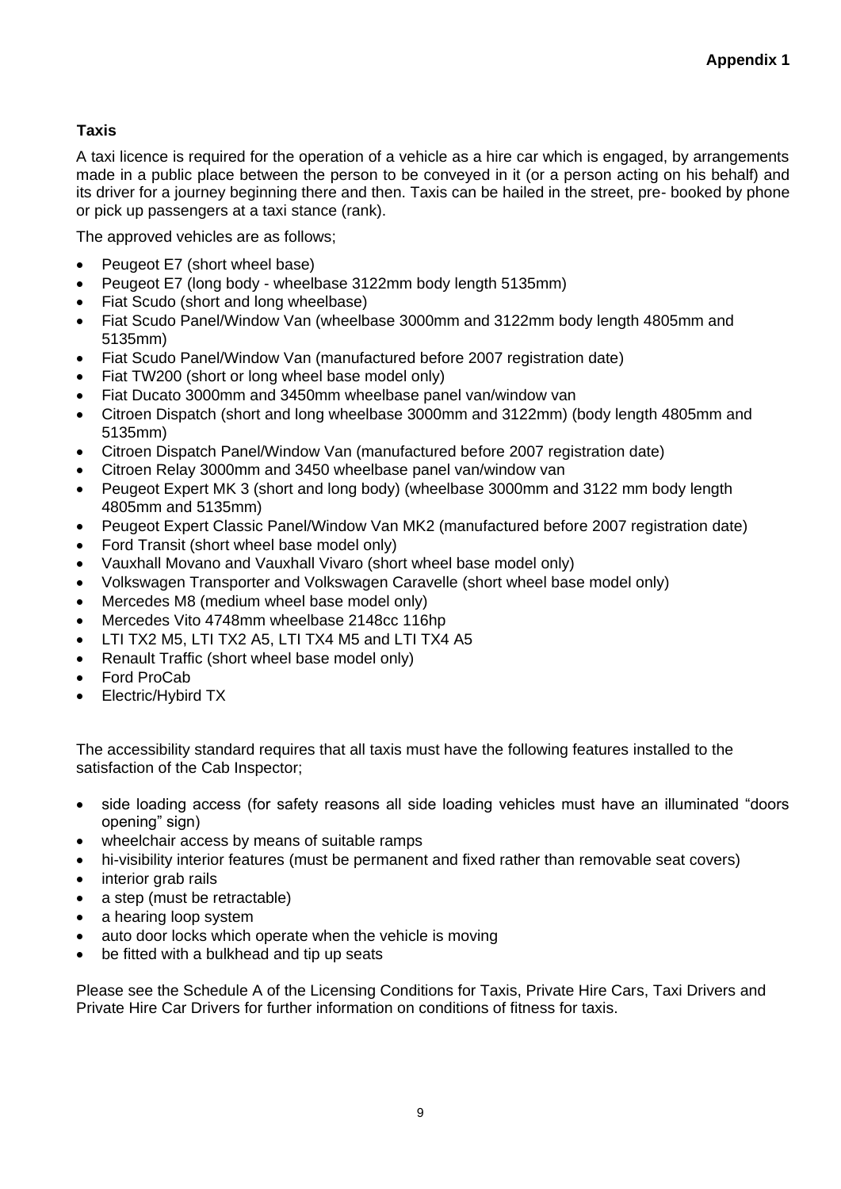**Appendix 1**

## Taxis

A taxi licence is required for the operation of a vehicle as a hire car which is engaged, by arrangements made in a public place between the person to be conveyed in it (or a person acting on his behalf) and its driver for a journey beginning there and then. Taxis can be hailed in the street, pre- booked by phone or pick up passengers at a taxi stance (rank).

The approved vehicles are as follows;

- Peugeot E7 (short wheel base)
- Peugeot E7 (long body - wheelbase 3122mm body length 5135mm)
- Fiat Scudo (short and long wheelbase)
- Fiat Scudo Panel/Window Van (wheelbase 3000mm and 3122mm body length 4805mm and 5135mm)
- Fiat Scudo Panel/Window Van (manufactured before 2007 registration date)
- Fiat TW200 (short or long wheel base model only)
- Fiat Ducato 3000mm and 3450mm wheelbase panel van/window van
- Citroen Dispatch (short and long wheelbase 3000mm and 3122mm) (body length 4805mm and 5135mm)
- Citroen Dispatch Panel/Window Van (manufactured before 2007 registration date)
- Citroen Relay 3000mm and 3450 wheelbase panel van/window van
- Peugeot Expert MK 3 (short and long body) (wheelbase 3000mm and 3122 mm body length 4805mm and 5135mm)
- Peugeot Expert Classic Panel/Window Van MK2 (manufactured before 2007 registration date)
- Ford Transit (short wheel base model only)
- Vauxhall Movano and Vauxhall Vivaro (short wheel base model only)
- Volkswagen Transporter and Volkswagen Caravelle (short wheel base model only)
- Mercedes M8 (medium wheel base model only)
- Mercedes Vito 4748mm wheelbase 2148cc 116hp
- LTI TX2 M5, LTI TX2 A5, LTI TX4 M5 and LTI TX4 A5
- Renault Traffic (short wheel base model only)
- Ford ProCab
- Electric/Hybird TX

The accessibility standard requires that all taxis must have the following features installed to the satisfaction of the Cab Inspector;

- side loading access (for safety reasons all side loading vehicles must have an illuminated "doors opening" sign)
- wheelchair access by means of suitable ramps
- hi-visibility interior features (must be permanent and fixed rather than removable seat covers)
- interior grab rails
- a step (must be retractable)
- a hearing loop system
- auto door locks which operate when the vehicle is moving
- be fitted with a bulkhead and tip up seats

Please see the Schedule A of the Licensing Conditions for Taxis, Private Hire Cars, Taxi Drivers and Private Hire Car Drivers for further information on conditions of fitness for taxis.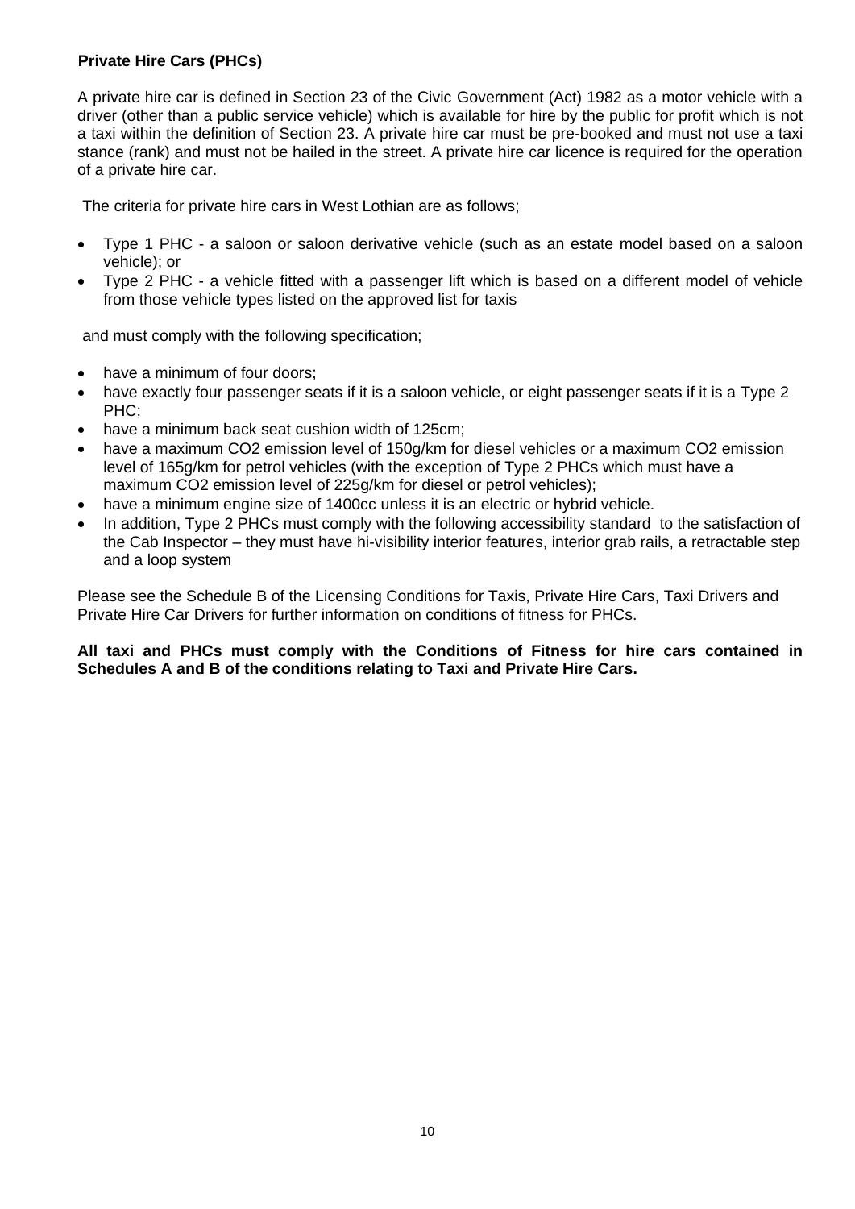**Private Hire Cars (PHCs)**

A private hire car is defined in Section 23 of the Civic Government (Act) 1982 as a motor vehicle with a driver (other than a public service vehicle) which is available for hire by the public for profit which is not a taxi within the definition of Section 23. A private hire car must be pre-booked and must not use a taxi stance (rank) and must not be hailed in the street. A private hire car licence is required for the operation of a private hire car.

The criteria for private hire cars in West Lothian are as follows;

- Type 1 PHC - a saloon or saloon derivative vehicle (such as an estate model based on a saloon vehicle); or
- Type 2 PHC - a vehicle fitted with a passenger lift which is based on a different model of vehicle from those vehicle types listed on the approved list for taxis

and must comply with the following specification;

- have a minimum of four doors;
- have exactly four passenger seats if it is a saloon vehicle, or eight passenger seats if it is a Type 2 PHC;
- have a minimum back seat cushion width of 125cm;
- have a maximum $CO_2$ emission level of 150g/km for diesel vehicles or a maximum $CO_2$ emission level of 165g/km for petrol vehicles (with the exception of Type 2 PHCs which must have a maximum $CO_2$ emission level of 225g/km for diesel or petrol vehicles);
- have a minimum engine size of 1400cc unless it is an electric or hybrid vehicle.
- In addition, Type 2 PHCs must comply with the following accessibility standard to the satisfaction of the Cab Inspector – they must have hi-visibility interior features, interior grab rails, a retractable step and a loop system

Please see the Schedule B of the Licensing Conditions for Taxis, Private Hire Cars, Taxi Drivers and Private Hire Car Drivers for further information on conditions of fitness for PHCs.

**All taxi and PHCs must comply with the Conditions of Fitness for hire cars contained in Schedules A and B of the conditions relating to Taxi and Private Hire Cars.**